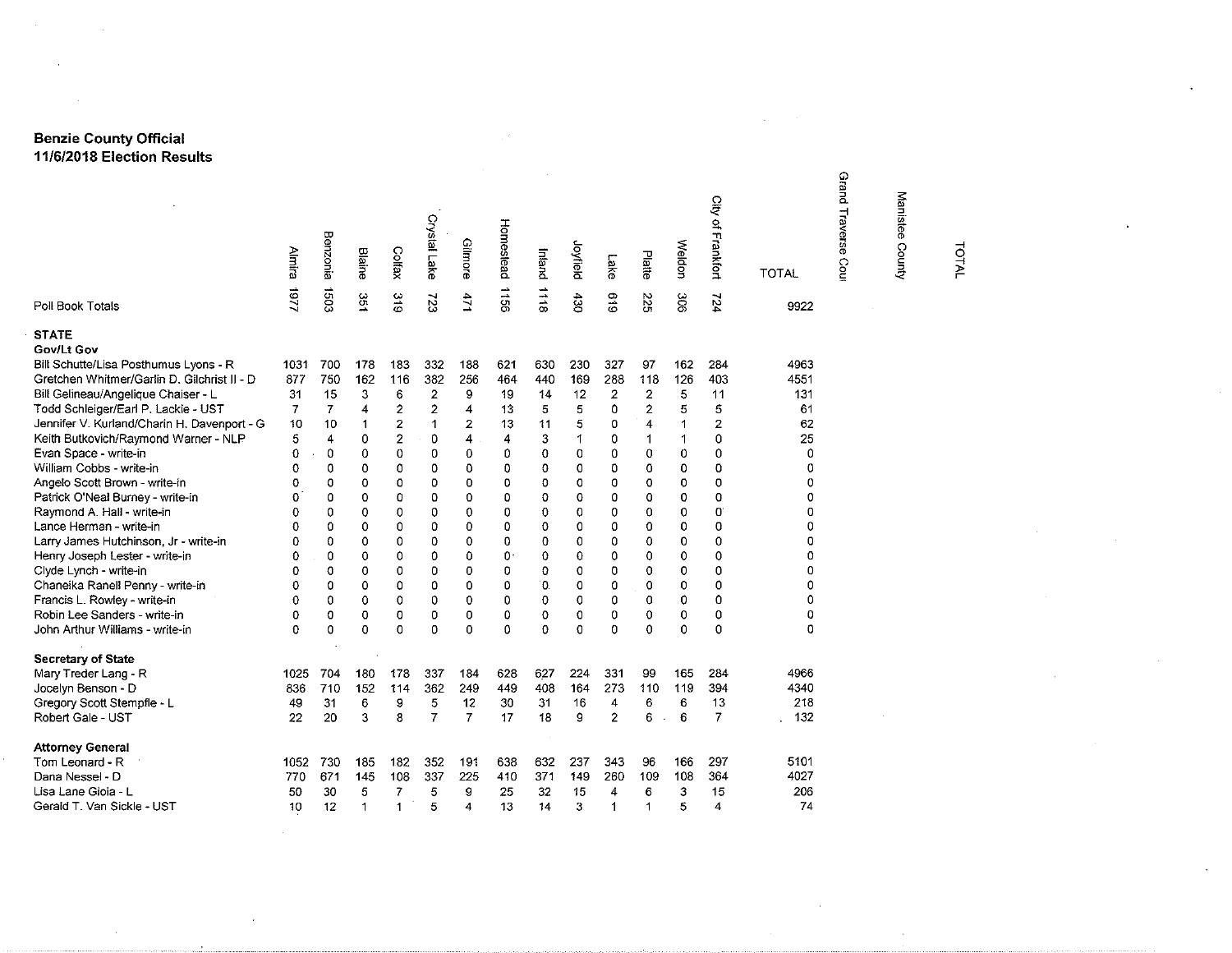**Benzie County Official**
**11/6/2018 Election Results**

| | Almira | Benzonia | Blaine | Colfax | Crystal Lake | Gilmore | Homestead | Inland | Joyfield | Lake | Platte | Weldon | City of Frankfort | TOTAL | Grand Traverse Cou | Manistee County | TOTAL |
|---|---|---|---|---|---|---|---|---|---|---|---|---|---|---|---|---|---|
| Poll Book Totals | 1977 | 1503 | 351 | 319 | 723 | 471 | 1156 | 1118 | 430 | 619 | 225 | 306 | 724 | 9922 | | | |
| **STATE** | | | | | | | | | | | | | | | | | |
| **Gov/Lt Gov** | | | | | | | | | | | | | | | | | |
| Bill Schutte/Lisa Posthumus Lyons - R | 1031 | 700 | 178 | 183 | 332 | 188 | 621 | 630 | 230 | 327 | 97 | 162 | 284 | 4963 | | | |
| Gretchen Whitmer/Garlin D. Gilchrist II - D | 877 | 750 | 162 | 116 | 382 | 256 | 464 | 440 | 169 | 288 | 118 | 126 | 403 | 4551 | | | |
| Bill Gelineau/Angelique Chaiser - L | 31 | 15 | 3 | 6 | 2 | 9 | 19 | 14 | 12 | 2 | 2 | 5 | 11 | 131 | | | |
| Todd Schleiger/Earl P. Lackie - UST | 7 | 7 | 4 | 2 | 2 | 4 | 13 | 5 | 5 | 0 | 2 | 5 | 5 | 61 | | | |
| Jennifer V. Kurland/Charin H. Davenport - G | 10 | 10 | 1 | 2 | 1 | 2 | 13 | 11 | 5 | 0 | 4 | 1 | 2 | 62 | | | |
| Keith Butkovich/Raymond Warner - NLP | 5 | 4 | 0 | 2 | 0 | 4 | 4 | 3 | 1 | 0 | 1 | 1 | 0 | 25 | | | |
| Evan Space - write-in | 0 | 0 | 0 | 0 | 0 | 0 | 0 | 0 | 0 | 0 | 0 | 0 | 0 | 0 | | | |
| William Cobbs - write-in | 0 | 0 | 0 | 0 | 0 | 0 | 0 | 0 | 0 | 0 | 0 | 0 | 0 | 0 | | | |
| Angelo Scott Brown - write-in | 0 | 0 | 0 | 0 | 0 | 0 | 0 | 0 | 0 | 0 | 0 | 0 | 0 | 0 | | | |
| Patrick O'Neal Burney - write-in | 0 | 0 | 0 | 0 | 0 | 0 | 0 | 0 | 0 | 0 | 0 | 0 | 0 | 0 | | | |
| Raymond A. Hall - write-in | 0 | 0 | 0 | 0 | 0 | 0 | 0 | 0 | 0 | 0 | 0 | 0 | 0 | 0 | | | |
| Lance Herman - write-in | 0 | 0 | 0 | 0 | 0 | 0 | 0 | 0 | 0 | 0 | 0 | 0 | 0 | 0 | | | |
| Larry James Hutchinson, Jr - write-in | 0 | 0 | 0 | 0 | 0 | 0 | 0 | 0 | 0 | 0 | 0 | 0 | 0 | 0 | | | |
| Henry Joseph Lester - write-in | 0 | 0 | 0 | 0 | 0 | 0 | 0 | 0 | 0 | 0 | 0 | 0 | 0 | 0 | | | |
| Clyde Lynch - write-in | 0 | 0 | 0 | 0 | 0 | 0 | 0 | 0 | 0 | 0 | 0 | 0 | 0 | 0 | | | |
| Chaneika Ranell Penny - write-in | 0 | 0 | 0 | 0 | 0 | 0 | 0 | 0 | 0 | 0 | 0 | 0 | 0 | 0 | | | |
| Francis L. Rowley - write-in | 0 | 0 | 0 | 0 | 0 | 0 | 0 | 0 | 0 | 0 | 0 | 0 | 0 | 0 | | | |
| Robin Lee Sanders - write-in | 0 | 0 | 0 | 0 | 0 | 0 | 0 | 0 | 0 | 0 | 0 | 0 | 0 | 0 | | | |
| John Arthur Williams - write-in | 0 | 0 | 0 | 0 | 0 | 0 | 0 | 0 | 0 | 0 | 0 | 0 | 0 | 0 | | | |
| **Secretary of State** | | | | | | | | | | | | | | | | | |
| Mary Treder Lang - R | 1025 | 704 | 180 | 178 | 337 | 184 | 628 | 627 | 224 | 331 | 99 | 165 | 284 | 4966 | | | |
| Jocelyn Benson - D | 836 | 710 | 152 | 114 | 362 | 249 | 449 | 408 | 164 | 273 | 110 | 119 | 394 | 4340 | | | |
| Gregory Scott Stempfle - L | 49 | 31 | 6 | 9 | 5 | 12 | 30 | 31 | 16 | 4 | 6 | 6 | 13 | 218 | | | |
| Robert Gale - UST | 22 | 20 | 3 | 8 | 7 | 7 | 17 | 18 | 9 | 2 | 6 | 6 | 7 | 132 | | | |
| **Attorney General** | | | | | | | | | | | | | | | | | |
| Tom Leonard - R | 1052 | 730 | 185 | 182 | 352 | 191 | 638 | 632 | 237 | 343 | 96 | 166 | 297 | 5101 | | | |
| Dana Nessel - D | 770 | 671 | 145 | 108 | 337 | 225 | 410 | 371 | 149 | 260 | 109 | 108 | 364 | 4027 | | | |
| Lisa Lane Gioia - L | 50 | 30 | 5 | 7 | 5 | 9 | 25 | 32 | 15 | 4 | 6 | 3 | 15 | 206 | | | |
| Gerald T. Van Sickle - UST | 10 | 12 | 1 | 1 | 5 | 4 | 13 | 14 | 3 | 1 | 1 | 5 | 4 | 74 | | | |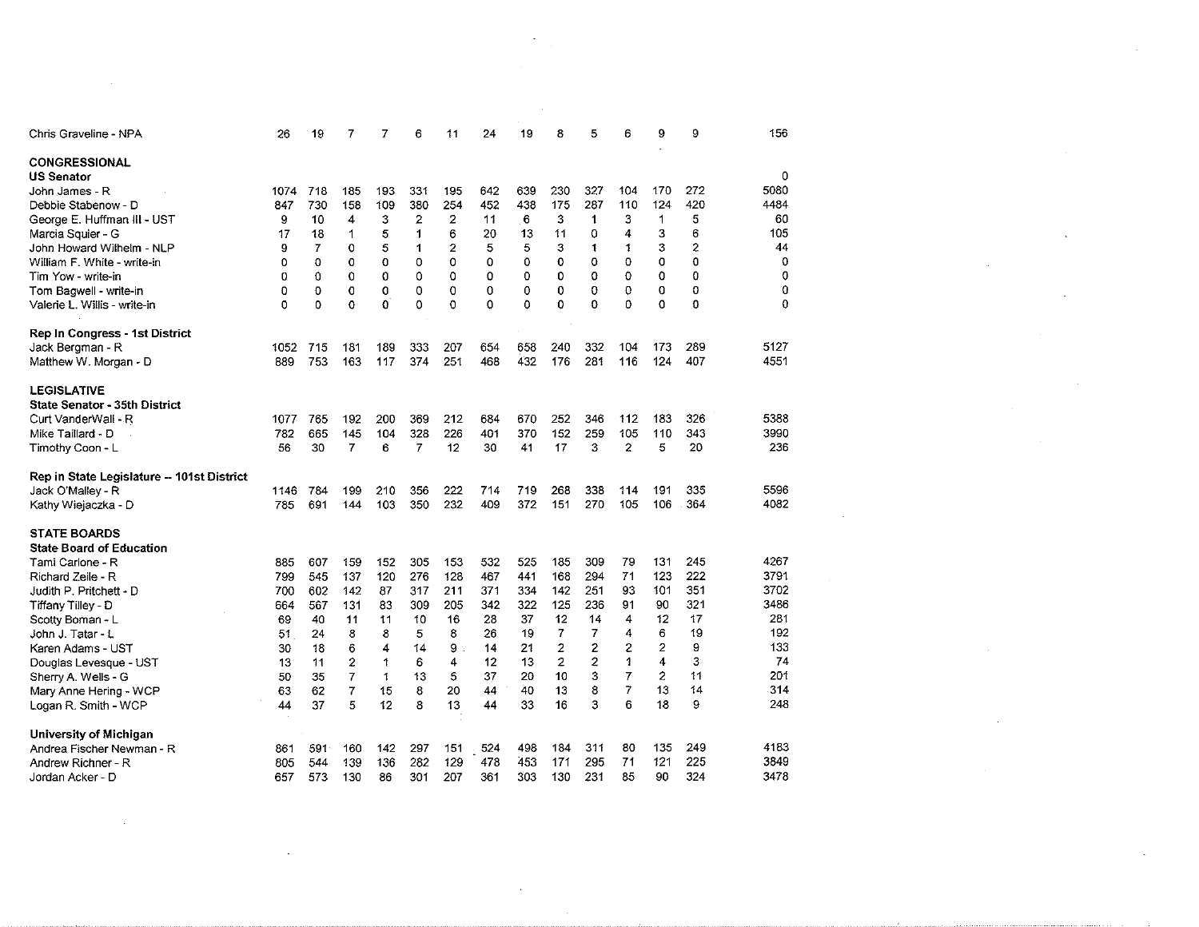| | | | | | | | | | | | | | | |
|---|---|---|---|---|---|---|---|---|---|---|---|---|---|---|
| Chris Graveline - NPA | 26 | 19 | 7 | 7 | 6 | 11 | 24 | 19 | 8 | 5 | 6 | 9 | 9 | 156 |
| **CONGRESSIONAL** | | | | | | | | | | | | | | |
| **US Senator** | | | | | | | | | | | | | | 0 |
| John James - R | 1074 | 718 | 185 | 193 | 331 | 195 | 642 | 639 | 230 | 327 | 104 | 170 | 272 | 5080 |
| Debbie Stabenow - D | 847 | 730 | 158 | 109 | 380 | 254 | 452 | 438 | 175 | 287 | 110 | 124 | 420 | 4484 |
| George E. Huffman III - UST | 9 | 10 | 4 | 3 | 2 | 2 | 11 | 6 | 3 | 1 | 3 | 1 | 5 | 60 |
| Marcia Squier - G | 17 | 18 | 1 | 5 | 1 | 6 | 20 | 13 | 11 | 0 | 4 | 3 | 6 | 105 |
| John Howard Wilhelm - NLP | 9 | 7 | 0 | 5 | 1 | 2 | 5 | 5 | 3 | 1 | 1 | 3 | 2 | 44 |
| William F. White - write-in | 0 | 0 | 0 | 0 | 0 | 0 | 0 | 0 | 0 | 0 | 0 | 0 | 0 | 0 |
| Tim Yow - write-in | 0 | 0 | 0 | 0 | 0 | 0 | 0 | 0 | 0 | 0 | 0 | 0 | 0 | 0 |
| Tom Bagwell - write-in | 0 | 0 | 0 | 0 | 0 | 0 | 0 | 0 | 0 | 0 | 0 | 0 | 0 | 0 |
| Valerie L. Willis - write-in | 0 | 0 | 0 | 0 | 0 | 0 | 0 | 0 | 0 | 0 | 0 | 0 | 0 | 0 |
| **Rep In Congress - 1st District** | | | | | | | | | | | | | | |
| Jack Bergman - R | 1052 | 715 | 181 | 189 | 333 | 207 | 654 | 658 | 240 | 332 | 104 | 173 | 289 | 5127 |
| Matthew W. Morgan - D | 889 | 753 | 163 | 117 | 374 | 251 | 468 | 432 | 176 | 281 | 116 | 124 | 407 | 4551 |
| **LEGISLATIVE** | | | | | | | | | | | | | | |
| **State Senator - 35th District** | | | | | | | | | | | | | | |
| Curt VanderWall - R | 1077 | 765 | 192 | 200 | 369 | 212 | 684 | 670 | 252 | 346 | 112 | 183 | 326 | 5388 |
| Mike Taillard - D | 782 | 665 | 145 | 104 | 328 | 226 | 401 | 370 | 152 | 259 | 105 | 110 | 343 | 3990 |
| Timothy Coon - L | 56 | 30 | 7 | 6 | 7 | 12 | 30 | 41 | 17 | 3 | 2 | 5 | 20 | 236 |
| **Rep in State Legislature -- 101st District** | | | | | | | | | | | | | | |
| Jack O'Malley - R | 1146 | 784 | 199 | 210 | 356 | 222 | 714 | 719 | 268 | 338 | 114 | 191 | 335 | 5596 |
| Kathy Wiejaczka - D | 785 | 691 | 144 | 103 | 350 | 232 | 409 | 372 | 151 | 270 | 105 | 106 | 364 | 4082 |
| **STATE BOARDS** | | | | | | | | | | | | | | |
| **State Board of Education** | | | | | | | | | | | | | | |
| Tami Carlone - R | 885 | 607 | 159 | 152 | 305 | 153 | 532 | 525 | 185 | 309 | 79 | 131 | 245 | 4267 |
| Richard Zeile - R | 799 | 545 | 137 | 120 | 276 | 128 | 467 | 441 | 168 | 294 | 71 | 123 | 222 | 3791 |
| Judith P. Pritchett - D | 700 | 602 | 142 | 87 | 317 | 211 | 371 | 334 | 142 | 251 | 93 | 101 | 351 | 3702 |
| Tiffany Tilley - D | 664 | 567 | 131 | 83 | 309 | 205 | 342 | 322 | 125 | 236 | 91 | 90 | 321 | 3486 |
| Scotty Boman - L | 69 | 40 | 11 | 11 | 10 | 16 | 28 | 37 | 12 | 14 | 4 | 12 | 17 | 281 |
| John J. Tatar - L | 51 | 24 | 8 | 8 | 5 | 8 | 26 | 19 | 7 | 7 | 4 | 6 | 19 | 192 |
| Karen Adams - UST | 30 | 18 | 6 | 4 | 14 | 9 | 14 | 21 | 2 | 2 | 2 | 2 | 9 | 133 |
| Douglas Levesque - UST | 13 | 11 | 2 | 1 | 6 | 4 | 12 | 13 | 2 | 2 | 1 | 4 | 3 | 74 |
| Sherry A. Wells - G | 50 | 35 | 7 | 1 | 13 | 5 | 37 | 20 | 10 | 3 | 7 | 2 | 11 | 201 |
| Mary Anne Hering - WCP | 63 | 62 | 7 | 15 | 8 | 20 | 44 | 40 | 13 | 8 | 7 | 13 | 14 | 314 |
| Logan R. Smith - WCP | 44 | 37 | 5 | 12 | 8 | 13 | 44 | 33 | 16 | 3 | 6 | 18 | 9 | 248 |
| **University of Michigan** | | | | | | | | | | | | | | |
| Andrea Fischer Newman - R | 861 | 591 | 160 | 142 | 297 | 151 | 524 | 498 | 184 | 311 | 80 | 135 | 249 | 4183 |
| Andrew Richner - R | 805 | 544 | 139 | 136 | 282 | 129 | 478 | 453 | 171 | 295 | 71 | 121 | 225 | 3849 |
| Jordan Acker - D | 657 | 573 | 130 | 86 | 301 | 207 | 361 | 303 | 130 | 231 | 85 | 90 | 324 | 3478 |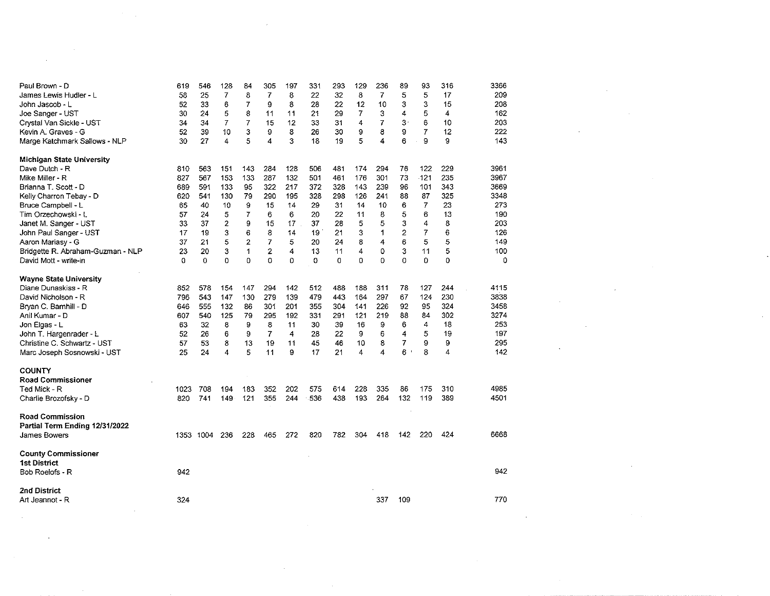| Candidate | | | | | | | | | | | | | | Total |
|---|---|---|---|---|---|---|---|---|---|---|---|---|---|---|
| Paul Brown - D | 619 | 546 | 128 | 84 | 305 | 197 | 331 | 293 | 129 | 236 | 89 | 93 | 316 | 3366 |
| James Lewis Hudler - L | 58 | 25 | 7 | 8 | 7 | 8 | 22 | 32 | 8 | 7 | 5 | 5 | 17 | 209 |
| John Jascob - L | 52 | 33 | 6 | 7 | 9 | 8 | 28 | 22 | 12 | 10 | 3 | 3 | 15 | 208 |
| Joe Sanger - UST | 30 | 24 | 5 | 8 | 11 | 11 | 21 | 29 | 7 | 3 | 4 | 5 | 4 | 162 |
| Crystal Van Sickle - UST | 34 | 34 | 7 | 7 | 15 | 12 | 33 | 31 | 4 | 7 | 3 | 6 | 10 | 203 |
| Kevin A. Graves - G | 52 | 39 | 10 | 3 | 9 | 8 | 26 | 30 | 9 | 8 | 9 | 7 | 12 | 222 |
| Marge Katchmark Sallows - NLP | 30 | 27 | 4 | 5 | 4 | 3 | 18 | 19 | 5 | 4 | 6 | 9 | 9 | 143 |
| **Michigan State University** | | | | | | | | | | | | | | |
| Dave Dutch - R | 810 | 563 | 151 | 143 | 284 | 128 | 506 | 481 | 174 | 294 | 76 | 122 | 229 | 3961 |
| Mike Miller - R | 827 | 567 | 153 | 133 | 287 | 132 | 501 | 461 | 176 | 301 | 73 | 121 | 235 | 3967 |
| Brianna T. Scott - D | 689 | 591 | 133 | 95 | 322 | 217 | 372 | 328 | 143 | 239 | 96 | 101 | 343 | 3669 |
| Kelly Charron Tebay - D | 620 | 541 | 130 | 79 | 290 | 195 | 328 | 298 | 126 | 241 | 88 | 87 | 325 | 3348 |
| Bruce Campbell - L | 65 | 40 | 10 | 9 | 15 | 14 | 29 | 31 | 14 | 10 | 6 | 7 | 23 | 273 |
| Tim Orzechowski - L | 57 | 24 | 5 | 7 | 6 | 6 | 20 | 22 | 11 | 8 | 5 | 6 | 13 | 190 |
| Janet M. Sanger - UST | 33 | 37 | 2 | 9 | 15 | 17 | 37 | 28 | 5 | 5 | 3 | 4 | 8 | 203 |
| John Paul Sanger - UST | 17 | 19 | 3 | 6 | 8 | 14 | 19 | 21 | 3 | 1 | 2 | 7 | 6 | 126 |
| Aaron Mariasy - G | 37 | 21 | 5 | 2 | 7 | 5 | 20 | 24 | 8 | 4 | 6 | 5 | 5 | 149 |
| Bridgette R. Abraham-Guzman - NLP | 23 | 20 | 3 | 1 | 2 | 4 | 13 | 11 | 4 | 0 | 3 | 11 | 5 | 100 |
| David Mott - write-in | 0 | 0 | 0 | 0 | 0 | 0 | 0 | 0 | 0 | 0 | 0 | 0 | 0 | 0 |
| **Wayne State University** | | | | | | | | | | | | | | |
| Diane Dunaskiss - R | 852 | 578 | 154 | 147 | 294 | 142 | 512 | 488 | 188 | 311 | 78 | 127 | 244 | 4115 |
| David Nicholson - R | 796 | 543 | 147 | 130 | 279 | 139 | 479 | 443 | 164 | 297 | 67 | 124 | 230 | 3838 |
| Bryan C. Barnhill - D | 646 | 555 | 132 | 86 | 301 | 201 | 355 | 304 | 141 | 226 | 92 | 95 | 324 | 3458 |
| Anil Kumar - D | 607 | 540 | 125 | 79 | 295 | 192 | 331 | 291 | 121 | 219 | 88 | 84 | 302 | 3274 |
| Jon Elgas - L | 63 | 32 | 8 | 9 | 8 | 11 | 30 | 39 | 16 | 9 | 6 | 4 | 18 | 253 |
| John T. Hargenrader - L | 52 | 26 | 6 | 9 | 7 | 4 | 28 | 22 | 9 | 6 | 4 | 5 | 19 | 197 |
| Christine C. Schwartz - UST | 57 | 53 | 8 | 13 | 19 | 11 | 45 | 46 | 10 | 8 | 7 | 9 | 9 | 295 |
| Marc Joseph Sosnowski - UST | 25 | 24 | 4 | 5 | 11 | 9 | 17 | 21 | 4 | 4 | 6 | 8 | 4 | 142 |
| **COUNTY** | | | | | | | | | | | | | | |
| **Road Commissioner** | | | | | | | | | | | | | | |
| Ted Mick - R | 1023 | 708 | 194 | 183 | 352 | 202 | 575 | 614 | 228 | 335 | 86 | 175 | 310 | 4985 |
| Charlie Brozofsky - D | 820 | 741 | 149 | 121 | 355 | 244 | 536 | 438 | 193 | 264 | 132 | 119 | 389 | 4501 |
| **Road Commission Partial Term Ending 12/31/2022** | | | | | | | | | | | | | | |
| James Bowers | 1353 | 1004 | 236 | 228 | 465 | 272 | 820 | 782 | 304 | 418 | 142 | 220 | 424 | 6668 |
| **County Commissioner 1st District** | | | | | | | | | | | | | | |
| Bob Roelofs - R | 942 | | | | | | | | | | | | | 942 |
| **2nd District** | | | | | | | | | | | | | | |
| Art Jeannot - R | 324 | | | | | | | | | 337 | 109 | | | 770 |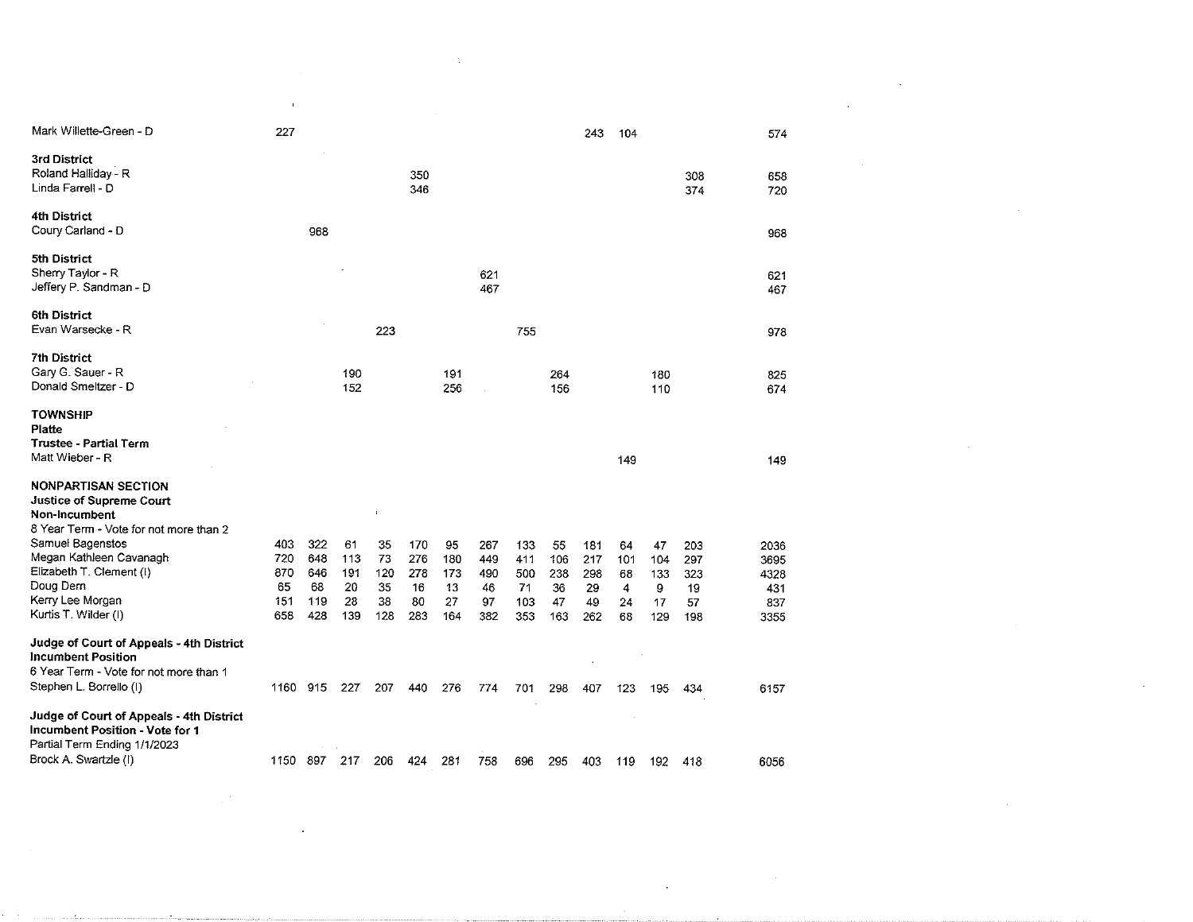| | | | | | | | | | | | | | | |
|---|---|---|---|---|---|---|---|---|---|---|---|---|---|---|
| Mark Willette-Green - D | 227 | | | | | | | | | 243 | 104 | | | 574 |
| **3rd District** | | | | | | | | | | | | | | |
| Roland Halliday - R | | | | | 350 | | | | | | | | 308 | 658 |
| Linda Farrell - D | | | | | 346 | | | | | | | | 374 | 720 |
| **4th District** | | | | | | | | | | | | | | |
| Coury Carland - D | | 968 | | | | | | | | | | | | 968 |
| **5th District** | | | | | | | | | | | | | | |
| Sherry Taylor - R | | | | | | | 621 | | | | | | | 621 |
| Jeffery P. Sandman - D | | | | | | | 467 | | | | | | | 467 |
| **6th District** | | | | | | | | | | | | | | |
| Evan Warsecke - R | | | | 223 | | | | 755 | | | | | | 978 |
| **7th District** | | | | | | | | | | | | | | |
| Gary G. Sauer - R | | | 190 | | | 191 | | | 264 | | | 180 | | 825 |
| Donald Smeltzer - D | | | 152 | | | 256 | | | 156 | | | 110 | | 674 |
| **TOWNSHIP** | | | | | | | | | | | | | | |
| **Platte** | | | | | | | | | | | | | | |
| **Trustee - Partial Term** | | | | | | | | | | | | | | |
| Matt Wieber - R | | | | | | | | | | | 149 | | | 149 |
| **NONPARTISAN SECTION** | | | | | | | | | | | | | | |
| **Justice of Supreme Court** | | | | | | | | | | | | | | |
| **Non-Incumbent** | | | | | | | | | | | | | | |
| 8 Year Term - Vote for not more than 2 | | | | | | | | | | | | | | |
| Samuel Bagenstos | 403 | 322 | 61 | 35 | 170 | 95 | 267 | 133 | 55 | 181 | 64 | 47 | 203 | 2036 |
| Megan Kathleen Cavanagh | 720 | 648 | 113 | 73 | 276 | 180 | 449 | 411 | 106 | 217 | 101 | 104 | 297 | 3695 |
| Elizabeth T. Clement (I) | 870 | 646 | 191 | 120 | 278 | 173 | 490 | 500 | 238 | 298 | 68 | 133 | 323 | 4328 |
| Doug Dern | 65 | 68 | 20 | 35 | 16 | 13 | 46 | 71 | 36 | 29 | 4 | 9 | 19 | 431 |
| Kerry Lee Morgan | 151 | 119 | 28 | 38 | 80 | 27 | 97 | 103 | 47 | 49 | 24 | 17 | 57 | 837 |
| Kurtis T. Wilder (I) | 658 | 428 | 139 | 128 | 283 | 164 | 382 | 353 | 163 | 262 | 68 | 129 | 198 | 3355 |
| **Judge of Court of Appeals - 4th District** | | | | | | | | | | | | | | |
| **Incumbent Position** | | | | | | | | | | | | | | |
| 6 Year Term - Vote for not more than 1 | | | | | | | | | | | | | | |
| Stephen L. Borrello (I) | 1160 | 915 | 227 | 207 | 440 | 276 | 774 | 701 | 298 | 407 | 123 | 195 | 434 | 6157 |
| **Judge of Court of Appeals - 4th District** | | | | | | | | | | | | | | |
| **Incumbent Position - Vote for 1** | | | | | | | | | | | | | | |
| Partial Term Ending 1/1/2023 | | | | | | | | | | | | | | |
| Brock A. Swartzle (I) | 1150 | 897 | 217 | 206 | 424 | 281 | 758 | 696 | 295 | 403 | 119 | 192 | 418 | 6056 |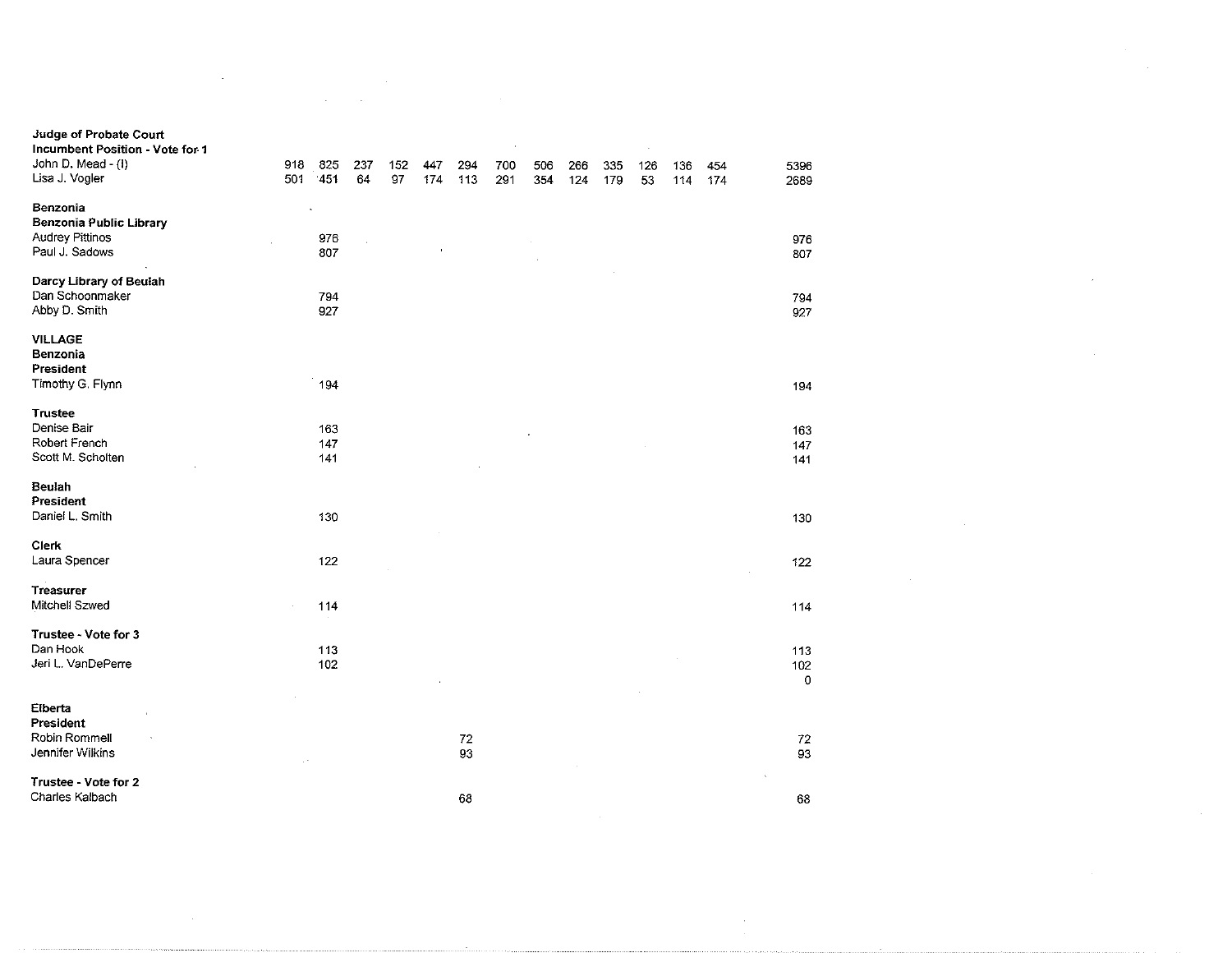| | | | | | | | | | | | | | | |
|---|---|---|---|---|---|---|---|---|---|---|---|---|---|---|
| **Judge of Probate Court** | | | | | | | | | | | | | | |
| **Incumbent Position - Vote for 1** | | | | | | | | | | | | | | |
| John D. Mead - (I) | 918 | 825 | 237 | 152 | 447 | 294 | 700 | 506 | 266 | 335 | 126 | 136 | 454 | 5396 |
| Lisa J. Vogler | 501 | 451 | 64 | 97 | 174 | 113 | 291 | 354 | 124 | 179 | 53 | 114 | 174 | 2689 |
| | | | | | | | | | | | | | | |
| **Benzonia** | | | | | | | | | | | | | | |
| **Benzonia Public Library** | | | | | | | | | | | | | | |
| Audrey Pittinos | | 976 | | | | | | | | | | | | 976 |
| Paul J. Sadows | | 807 | | | | | | | | | | | | 807 |
| | | | | | | | | | | | | | | |
| **Darcy Library of Beulah** | | | | | | | | | | | | | | |
| Dan Schoonmaker | | 794 | | | | | | | | | | | | 794 |
| Abby D. Smith | | 927 | | | | | | | | | | | | 927 |
| | | | | | | | | | | | | | | |
| **VILLAGE** | | | | | | | | | | | | | | |
| **Benzonia** | | | | | | | | | | | | | | |
| **President** | | | | | | | | | | | | | | |
| Timothy G. Flynn | | 194 | | | | | | | | | | | | 194 |
| | | | | | | | | | | | | | | |
| **Trustee** | | | | | | | | | | | | | | |
| Denise Bair | | 163 | | | | | | | | | | | | 163 |
| Robert French | | 147 | | | | | | | | | | | | 147 |
| Scott M. Scholten | | 141 | | | | | | | | | | | | 141 |
| | | | | | | | | | | | | | | |
| **Beulah** | | | | | | | | | | | | | | |
| **President** | | | | | | | | | | | | | | |
| Daniel L. Smith | | 130 | | | | | | | | | | | | 130 |
| | | | | | | | | | | | | | | |
| **Clerk** | | | | | | | | | | | | | | |
| Laura Spencer | | 122 | | | | | | | | | | | | 122 |
| | | | | | | | | | | | | | | |
| **Treasurer** | | | | | | | | | | | | | | |
| Mitchell Szwed | | 114 | | | | | | | | | | | | 114 |
| | | | | | | | | | | | | | | |
| **Trustee - Vote for 3** | | | | | | | | | | | | | | |
| Dan Hook | | 113 | | | | | | | | | | | | 113 |
| Jeri L. VanDePerre | | 102 | | | | | | | | | | | | 102 |
| | | | | | | | | | | | | | | 0 |
| | | | | | | | | | | | | | | |
| **Elberta** | | | | | | | | | | | | | | |
| **President** | | | | | | | | | | | | | | |
| Robin Rommell | | | | | | 72 | | | | | | | | 72 |
| Jennifer Wilkins | | | | | | 93 | | | | | | | | 93 |
| | | | | | | | | | | | | | | |
| **Trustee - Vote for 2** | | | | | | | | | | | | | | |
| Charles Kalbach | | | | | | 68 | | | | | | | | 68 |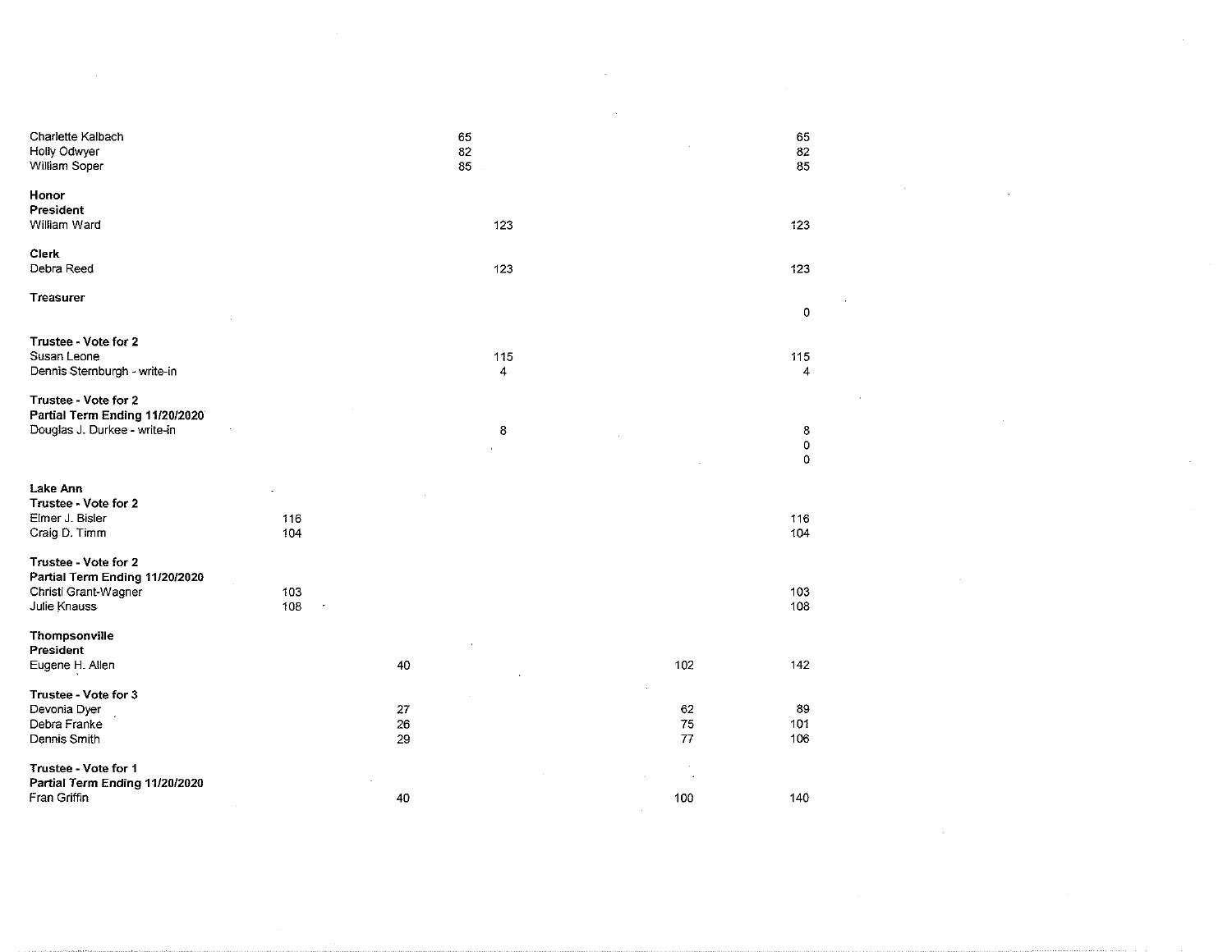| | | | | | | |
|---|---|---|---|---|---|---|
| Charlette Kalbach | | | 65 | | | 65 |
| Holly Odwyer | | | 82 | | | 82 |
| William Soper | | | 85 | | | 85 |
| | | | | | | |
| **Honor** | | | | | | |
| **President** | | | | | | |
| William Ward | | | | 123 | | 123 |
| | | | | | | |
| **Clerk** | | | | | | |
| Debra Reed | | | | 123 | | 123 |
| | | | | | | |
| **Treasurer** | | | | | | |
| | | | | | | 0 |
| | | | | | | |
| **Trustee - Vote for 2** | | | | | | |
| Susan Leone | | | | 115 | | 115 |
| Dennis Sternburgh - write-in | | | | 4 | | 4 |
| | | | | | | |
| **Trustee - Vote for 2** | | | | | | |
| **Partial Term Ending 11/20/2020** | | | | | | |
| Douglas J. Durkee - write-in | | | | 8 | | 8 |
| | | | | | | 0 |
| | | | | | | 0 |
| | | | | | | |
| **Lake Ann** | | | | | | |
| **Trustee - Vote for 2** | | | | | | |
| Elmer J. Bisler | 116 | | | | | 116 |
| Craig D. Timm | 104 | | | | | 104 |
| | | | | | | |
| **Trustee - Vote for 2** | | | | | | |
| **Partial Term Ending 11/20/2020** | | | | | | |
| Christi Grant-Wagner | 103 | | | | | 103 |
| Julie Knauss | 108 | | | | | 108 |
| | | | | | | |
| **Thompsonville** | | | | | | |
| **President** | | | | | | |
| Eugene H. Allen | | 40 | | | 102 | 142 |
| | | | | | | |
| **Trustee - Vote for 3** | | | | | | |
| Devonia Dyer | | 27 | | | 62 | 89 |
| Debra Franke | | 26 | | | 75 | 101 |
| Dennis Smith | | 29 | | | 77 | 106 |
| | | | | | | |
| **Trustee - Vote for 1** | | | | | | |
| **Partial Term Ending 11/20/2020** | | | | | | |
| Fran Griffin | | 40 | | | 100 | 140 |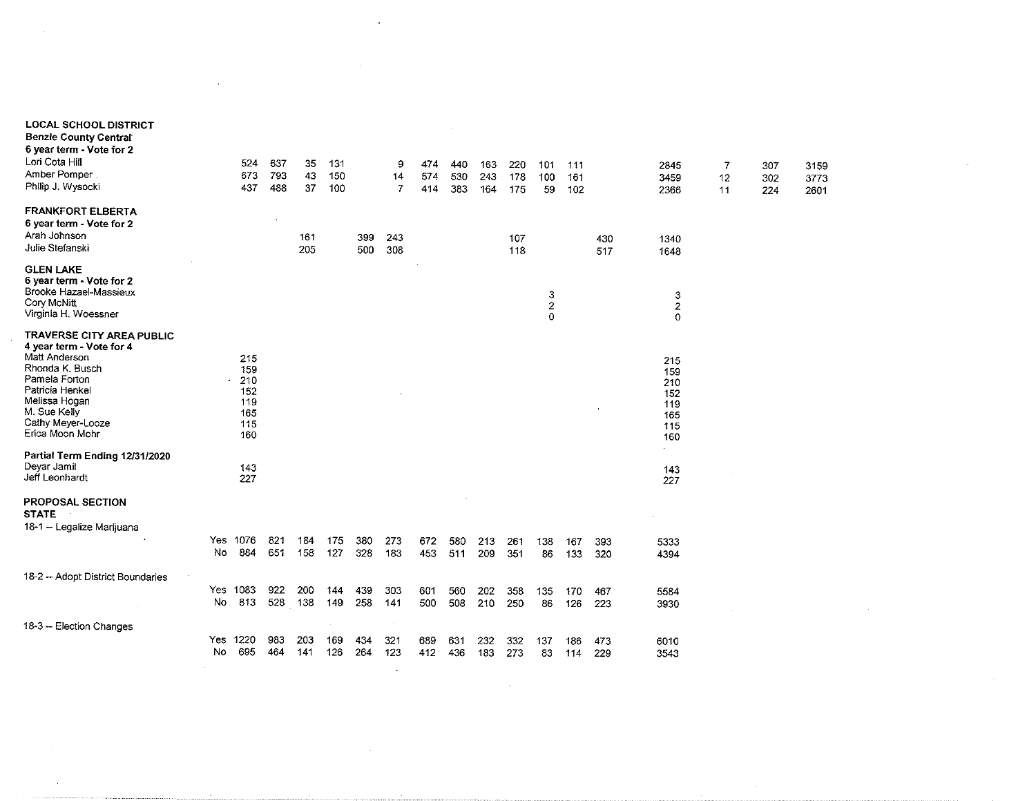| | | | | | | | | | | | | | | | | | | |
|---|---|---|---|---|---|---|---|---|---|---|---|---|---|---|---|---|---|---|
| **LOCAL SCHOOL DISTRICT** | | | | | | | | | | | | | | | | | | |
| **Benzie County Central** | | | | | | | | | | | | | | | | | | |
| **6 year term - Vote for 2** | | | | | | | | | | | | | | | | | | |
| Lori Cota Hill | | 524 | 637 | 35 | 131 | | 9 | 474 | 440 | 163 | 220 | 101 | 111 | | 2845 | 7 | 307 | 3159 |
| Amber Pomper | | 673 | 793 | 43 | 150 | | 14 | 574 | 530 | 243 | 178 | 100 | 161 | | 3459 | 12 | 302 | 3773 |
| Philip J. Wysocki | | 437 | 488 | 37 | 100 | | 7 | 414 | 383 | 164 | 175 | 59 | 102 | | 2366 | 11 | 224 | 2601 |
| **FRANKFORT ELBERTA** | | | | | | | | | | | | | | | | | | |
| **6 year term - Vote for 2** | | | | | | | | | | | | | | | | | | |
| Arah Johnson | | | | 161 | | 399 | 243 | | | | 107 | | | 430 | 1340 | | | |
| Julie Stefanski | | | | 205 | | 500 | 308 | | | | 118 | | | 517 | 1648 | | | |
| **GLEN LAKE** | | | | | | | | | | | | | | | | | | |
| **6 year term - Vote for 2** | | | | | | | | | | | | | | | | | | |
| Brooke Hazael-Massieux | | | | | | | | | | | | 3 | | | 3 | | | |
| Cory McNitt | | | | | | | | | | | | 2 | | | 2 | | | |
| Virginia H. Woessner | | | | | | | | | | | | 0 | | | 0 | | | |
| **TRAVERSE CITY AREA PUBLIC** | | | | | | | | | | | | | | | | | | |
| **4 year term - Vote for 4** | | | | | | | | | | | | | | | | | | |
| Matt Anderson | | 215 | | | | | | | | | | | | | 215 | | | |
| Rhonda K. Busch | | 159 | | | | | | | | | | | | | 159 | | | |
| Pamela Forton | | 210 | | | | | | | | | | | | | 210 | | | |
| Patricia Henkel | | 152 | | | | | | | | | | | | | 152 | | | |
| Melissa Hogan | | 119 | | | | | | | | | | | | | 119 | | | |
| M. Sue Kelly | | 165 | | | | | | | | | | | | | 165 | | | |
| Cathy Meyer-Looze | | 115 | | | | | | | | | | | | | 115 | | | |
| Erica Moon Mohr | | 160 | | | | | | | | | | | | | 160 | | | |
| **Partial Term Ending 12/31/2020** | | | | | | | | | | | | | | | | | | |
| Deyar Jamil | | 143 | | | | | | | | | | | | | 143 | | | |
| Jeff Leonhardt | | 227 | | | | | | | | | | | | | 227 | | | |
| **PROPOSAL SECTION** | | | | | | | | | | | | | | | | | | |
| **STATE** | | | | | | | | | | | | | | | | | | |
| 18-1 -- Legalize Marijuana | | | | | | | | | | | | | | | | | | |
| | Yes | 1076 | 821 | 184 | 175 | 380 | 273 | 672 | 580 | 213 | 261 | 138 | 167 | 393 | 5333 | | | |
| | No | 884 | 651 | 158 | 127 | 328 | 183 | 453 | 511 | 209 | 351 | 86 | 133 | 320 | 4394 | | | |
| 18-2 -- Adopt District Boundaries | | | | | | | | | | | | | | | | | | |
| | Yes | 1083 | 922 | 200 | 144 | 439 | 303 | 601 | 560 | 202 | 358 | 135 | 170 | 467 | 5584 | | | |
| | No | 813 | 528 | 138 | 149 | 258 | 141 | 500 | 508 | 210 | 250 | 86 | 126 | 223 | 3930 | | | |
| 18-3 -- Election Changes | | | | | | | | | | | | | | | | | | |
| | Yes | 1220 | 983 | 203 | 169 | 434 | 321 | 689 | 631 | 232 | 332 | 137 | 186 | 473 | 6010 | | | |
| | No | 695 | 464 | 141 | 126 | 264 | 123 | 412 | 436 | 183 | 273 | 83 | 114 | 229 | 3543 | | | |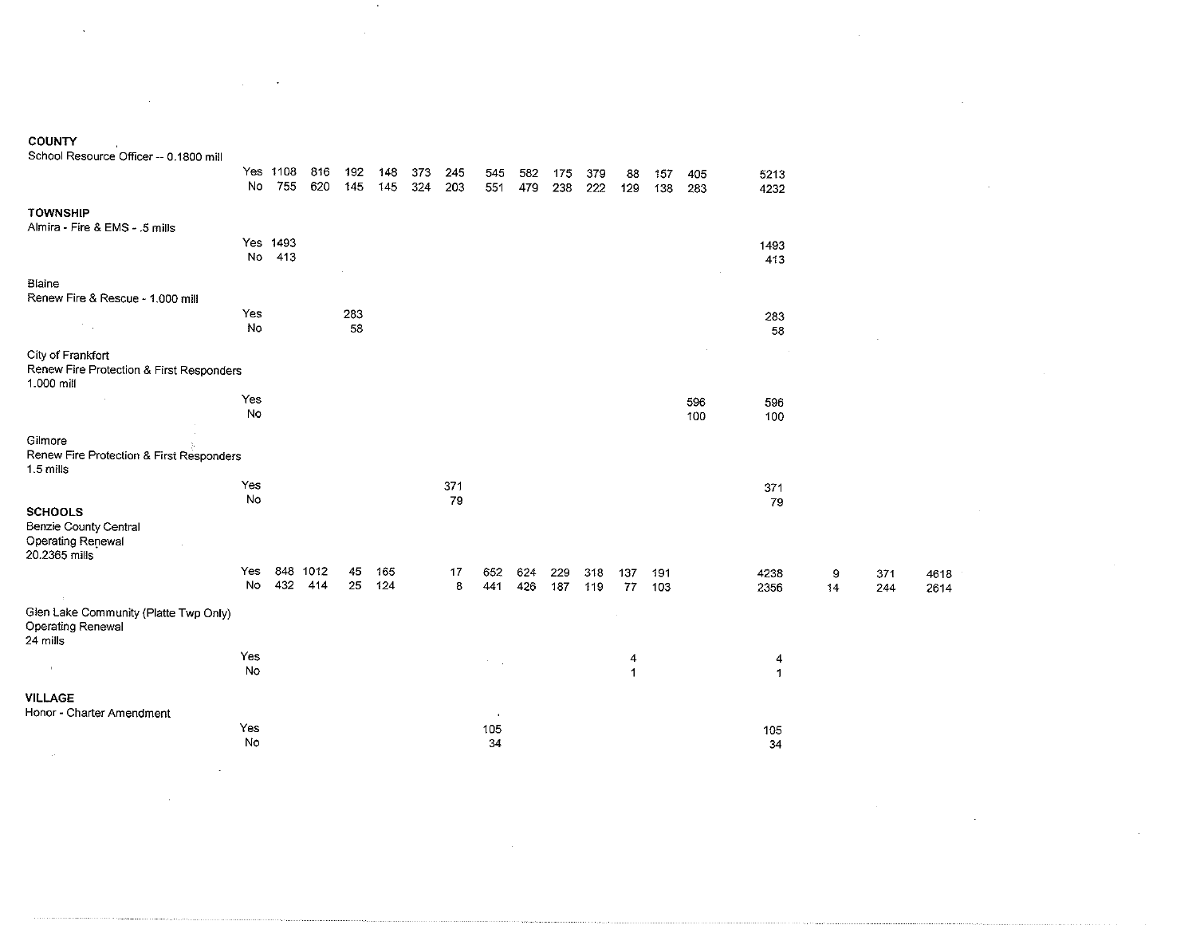**COUNTY**

School Resource Officer -- 0.1800 mill

| | | | | | | | | | | | | | | | | | |
|---|---|---|---|---|---|---|---|---|---|---|---|---|---|---|---|---|---|
| Yes | 1108 | 816 | 192 | 148 | 373 | 245 | 545 | 582 | 175 | 379 | 88 | 157 | 405 | 5213 | | | |
| No | 755 | 620 | 145 | 145 | 324 | 203 | 551 | 479 | 238 | 222 | 129 | 138 | 283 | 4232 | | | |

**TOWNSHIP**

Almira - Fire & EMS - .5 mills

| | | | | | | | | | | | | | | | | | |
|---|---|---|---|---|---|---|---|---|---|---|---|---|---|---|---|---|---|
| Yes | 1493 | | | | | | | | | | | | | 1493 | | | |
| No | 413 | | | | | | | | | | | | | 413 | | | |

Blaine

Renew Fire & Rescue - 1.000 mill

| | | | | | | | | | | | | | | | | | |
|---|---|---|---|---|---|---|---|---|---|---|---|---|---|---|---|---|---|
| Yes | | | 283 | | | | | | | | | | | 283 | | | |
| No | | | 58 | | | | | | | | | | | 58 | | | |

City of Frankfort

Renew Fire Protection & First Responders

1.000 mill

| | | | | | | | | | | | | | | | | | |
|---|---|---|---|---|---|---|---|---|---|---|---|---|---|---|---|---|---|
| Yes | | | | | | | | | | | | | 596 | 596 | | | |
| No | | | | | | | | | | | | | 100 | 100 | | | |

Gilmore

Renew Fire Protection & First Responders

1.5 mills

| | | | | | | | | | | | | | | | | | |
|---|---|---|---|---|---|---|---|---|---|---|---|---|---|---|---|---|---|
| Yes | | | | | | 371 | | | | | | | | 371 | | | |
| No | | | | | | 79 | | | | | | | | 79 | | | |

**SCHOOLS**

Benzie County Central

Operating Renewal

20.2365 mills

| | | | | | | | | | | | | | | | | | |
|---|---|---|---|---|---|---|---|---|---|---|---|---|---|---|---|---|---|
| Yes | 848 | 1012 | 45 | 165 | | 17 | 652 | 624 | 229 | 318 | 137 | 191 | | 4238 | 9 | 371 | 4618 |
| No | 432 | 414 | 25 | 124 | | 8 | 441 | 426 | 187 | 119 | 77 | 103 | | 2356 | 14 | 244 | 2614 |

Glen Lake Community (Platte Twp Only)

Operating Renewal

24 mills

| | | | | | | | | | | | | | | | | | |
|---|---|---|---|---|---|---|---|---|---|---|---|---|---|---|---|---|---|
| Yes | | | | | | | | | | | 4 | | | 4 | | | |
| No | | | | | | | | | | | 1 | | | 1 | | | |

**VILLAGE**

Honor - Charter Amendment

| | | | | | | | | | | | | | | | | | |
|---|---|---|---|---|---|---|---|---|---|---|---|---|---|---|---|---|---|
| Yes | | | | | | | 105 | | | | | | | 105 | | | |
| No | | | | | | | 34 | | | | | | | 34 | | | |